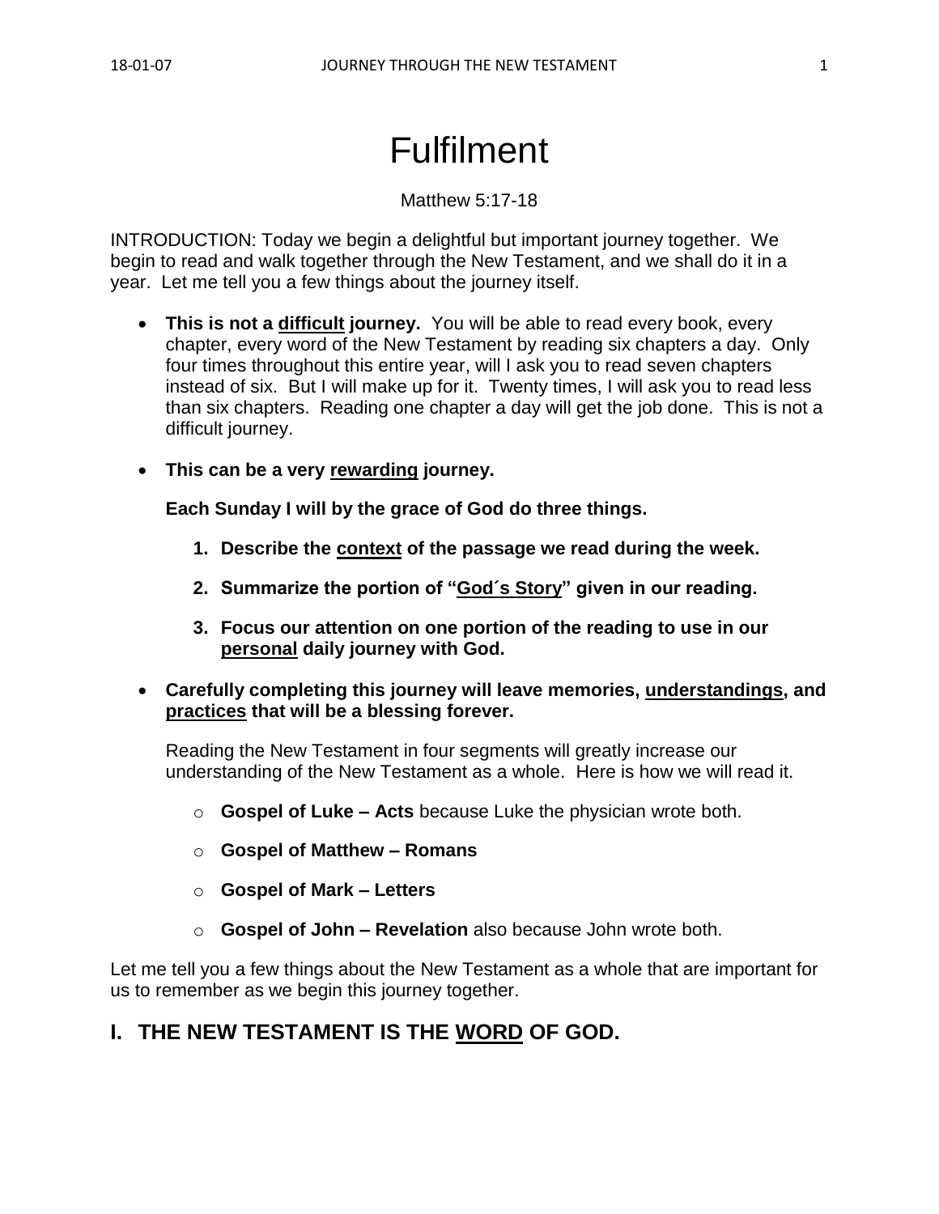# Fulfilment

Matthew 5:17-18

INTRODUCTION: Today we begin a delightful but important journey together. We begin to read and walk together through the New Testament, and we shall do it in a year. Let me tell you a few things about the journey itself.

- **This is not a <u>difficult</u> journey.** You will be able to read every book, every chapter, every word of the New Testament by reading six chapters a day. Only four times throughout this entire year, will I ask you to read seven chapters instead of six. But I will make up for it. Twenty times, I will ask you to read less than six chapters. Reading one chapter a day will get the job done. This is not a difficult journey.

- **This can be a very <u>rewarding</u> journey.**

  **Each Sunday I will by the grace of God do three things.**

  1. **Describe the <u>context</u> of the passage we read during the week.**
  2. **Summarize the portion of "<u>God´s Story</u>" given in our reading.**
  3. **Focus our attention on one portion of the reading to use in our <u>personal</u> daily journey with God.**

- **Carefully completing this journey will leave memories, <u>understandings</u>, and <u>practices</u> that will be a blessing forever.**

  Reading the New Testament in four segments will greatly increase our understanding of the New Testament as a whole. Here is how we will read it.

  - **Gospel of Luke – Acts** because Luke the physician wrote both.
  - **Gospel of Matthew – Romans**
  - **Gospel of Mark – Letters**
  - **Gospel of John – Revelation** also because John wrote both.

Let me tell you a few things about the New Testament as a whole that are important for us to remember as we begin this journey together.

## I. THE NEW TESTAMENT IS THE <u>WORD</u> OF GOD.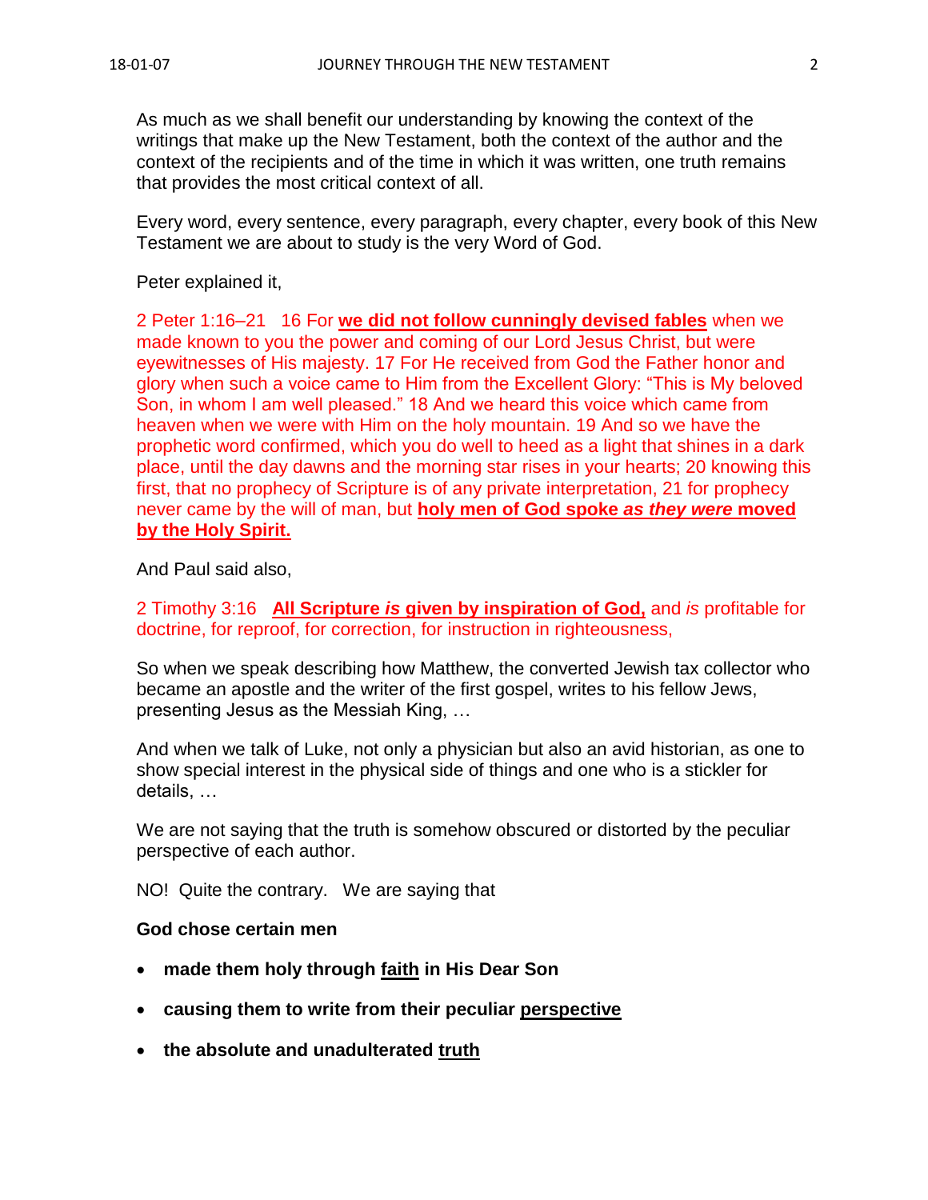As much as we shall benefit our understanding by knowing the context of the writings that make up the New Testament, both the context of the author and the context of the recipients and of the time in which it was written, one truth remains that provides the most critical context of all.

Every word, every sentence, every paragraph, every chapter, every book of this New Testament we are about to study is the very Word of God.

Peter explained it,

2 Peter 1:16–21   16 For **we did not follow cunningly devised fables** when we made known to you the power and coming of our Lord Jesus Christ, but were eyewitnesses of His majesty. 17 For He received from God the Father honor and glory when such a voice came to Him from the Excellent Glory: "This is My beloved Son, in whom I am well pleased." 18 And we heard this voice which came from heaven when we were with Him on the holy mountain. 19 And so we have the prophetic word confirmed, which you do well to heed as a light that shines in a dark place, until the day dawns and the morning star rises in your hearts; 20 knowing this first, that no prophecy of Scripture is of any private interpretation, 21 for prophecy never came by the will of man, but **holy men of God spoke *as they were* moved by the Holy Spirit.**

And Paul said also,

2 Timothy 3:16   **All Scripture *is* given by inspiration of God,** and *is* profitable for doctrine, for reproof, for correction, for instruction in righteousness,

So when we speak describing how Matthew, the converted Jewish tax collector who became an apostle and the writer of the first gospel, writes to his fellow Jews, presenting Jesus as the Messiah King, …

And when we talk of Luke, not only a physician but also an avid historian, as one to show special interest in the physical side of things and one who is a stickler for details, …

We are not saying that the truth is somehow obscured or distorted by the peculiar perspective of each author.

NO!  Quite the contrary.   We are saying that

**God chose certain men**

- **made them holy through faith in His Dear Son**
- **causing them to write from their peculiar perspective**
- **the absolute and unadulterated truth**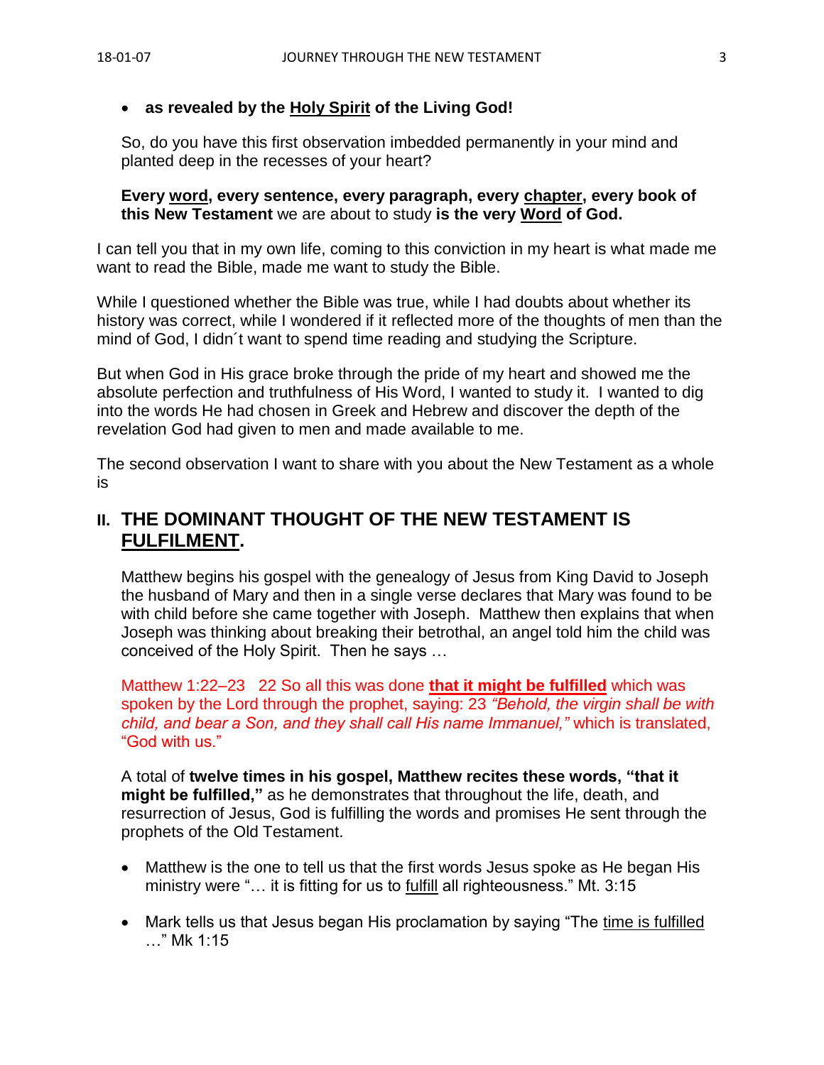- **as revealed by the Holy Spirit of the Living God!**

So, do you have this first observation imbedded permanently in your mind and planted deep in the recesses of your heart?

**Every word, every sentence, every paragraph, every chapter, every book of this New Testament** we are about to study **is the very Word of God.**

I can tell you that in my own life, coming to this conviction in my heart is what made me want to read the Bible, made me want to study the Bible.

While I questioned whether the Bible was true, while I had doubts about whether its history was correct, while I wondered if it reflected more of the thoughts of men than the mind of God, I didn´t want to spend time reading and studying the Scripture.

But when God in His grace broke through the pride of my heart and showed me the absolute perfection and truthfulness of His Word, I wanted to study it. I wanted to dig into the words He had chosen in Greek and Hebrew and discover the depth of the revelation God had given to men and made available to me.

The second observation I want to share with you about the New Testament as a whole is

## II. THE DOMINANT THOUGHT OF THE NEW TESTAMENT IS FULFILMENT.

Matthew begins his gospel with the genealogy of Jesus from King David to Joseph the husband of Mary and then in a single verse declares that Mary was found to be with child before she came together with Joseph. Matthew then explains that when Joseph was thinking about breaking their betrothal, an angel told him the child was conceived of the Holy Spirit. Then he says …

Matthew 1:22–23 22 So all this was done **that it might be fulfilled** which was spoken by the Lord through the prophet, saying: 23 *"Behold, the virgin shall be with child, and bear a Son, and they shall call His name Immanuel,"* which is translated, "God with us."

A total of **twelve times in his gospel, Matthew recites these words, "that it might be fulfilled,"** as he demonstrates that throughout the life, death, and resurrection of Jesus, God is fulfilling the words and promises He sent through the prophets of the Old Testament.

- Matthew is the one to tell us that the first words Jesus spoke as He began His ministry were "… it is fitting for us to fulfill all righteousness." Mt. 3:15
- Mark tells us that Jesus began His proclamation by saying "The time is fulfilled …" Mk 1:15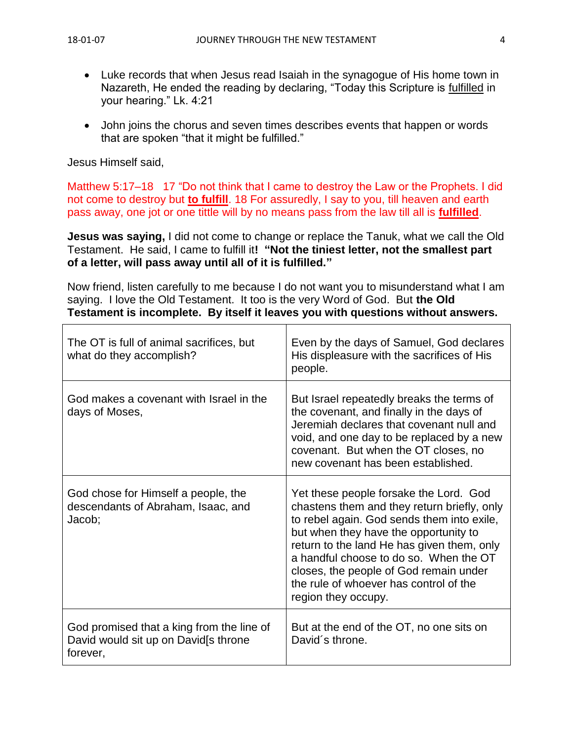- Luke records that when Jesus read Isaiah in the synagogue of His home town in Nazareth, He ended the reading by declaring, "Today this Scripture is <u>fulfilled</u> in your hearing." Lk. 4:21

- John joins the chorus and seven times describes events that happen or words that are spoken "that it might be fulfilled."

Jesus Himself said,

Matthew 5:17–18   17 "Do not think that I came to destroy the Law or the Prophets. I did not come to destroy but **<u>to fulfill</u>**. 18 For assuredly, I say to you, till heaven and earth pass away, one jot or one tittle will by no means pass from the law till all is **<u>fulfilled</u>**.

**Jesus was saying,** I did not come to change or replace the Tanuk, what we call the Old Testament. He said, I came to fulfill it**! "Not the tiniest letter, not the smallest part of a letter, will pass away until all of it is fulfilled."**

Now friend, listen carefully to me because I do not want you to misunderstand what I am saying. I love the Old Testament. It too is the very Word of God. But **the Old Testament is incomplete. By itself it leaves you with questions without answers.**

| | |
|---|---|
| The OT is full of animal sacrifices, but what do they accomplish? | Even by the days of Samuel, God declares His displeasure with the sacrifices of His people. |
| God makes a covenant with Israel in the days of Moses, | But Israel repeatedly breaks the terms of the covenant, and finally in the days of Jeremiah declares that covenant null and void, and one day to be replaced by a new covenant. But when the OT closes, no new covenant has been established. |
| God chose for Himself a people, the descendants of Abraham, Isaac, and Jacob; | Yet these people forsake the Lord. God chastens them and they return briefly, only to rebel again. God sends them into exile, but when they have the opportunity to return to the land He has given them, only a handful choose to do so. When the OT closes, the people of God remain under the rule of whoever has control of the region they occupy. |
| God promised that a king from the line of David would sit up on David[s throne forever, | But at the end of the OT, no one sits on David´s throne. |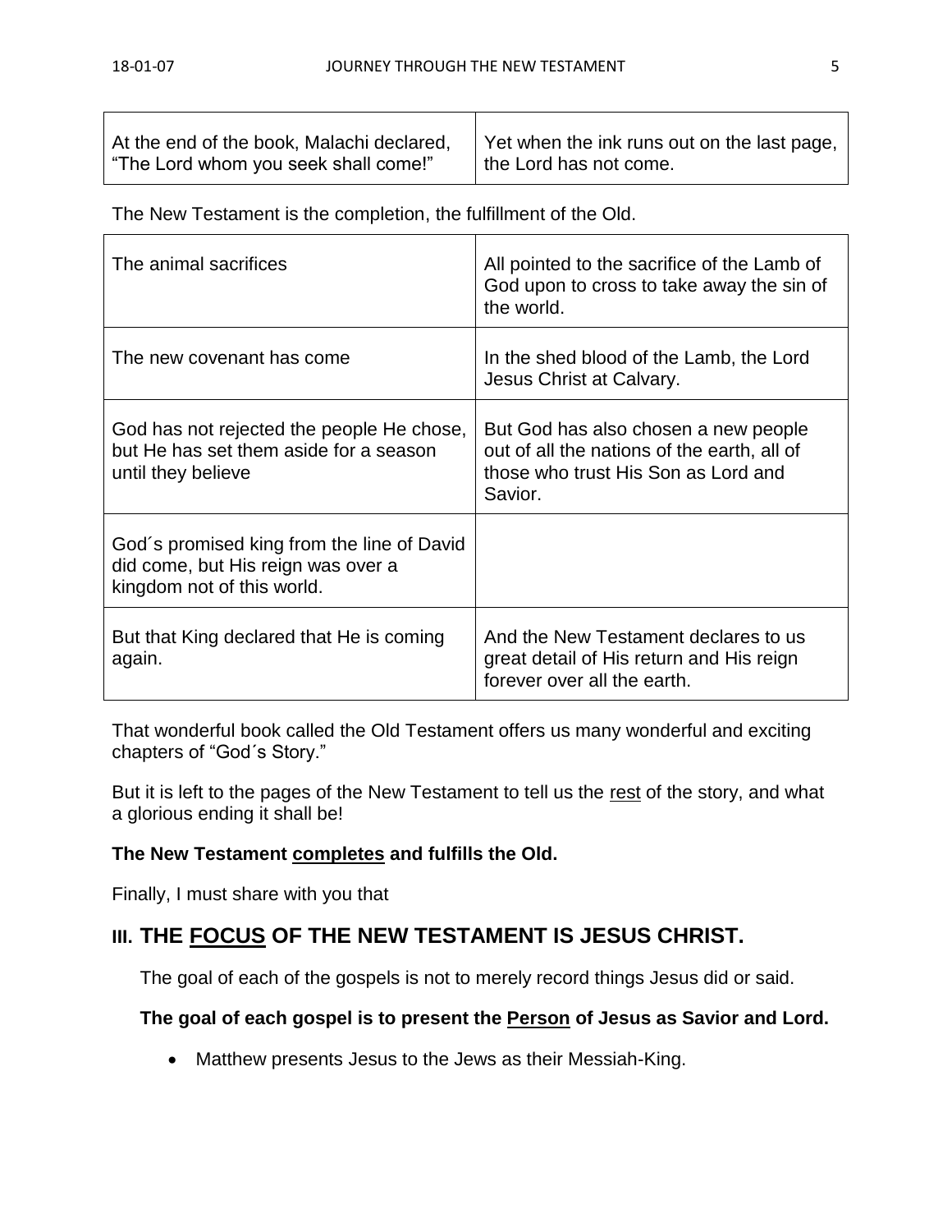| | |
|---|---|
| At the end of the book, Malachi declared, "The Lord whom you seek shall come!" | Yet when the ink runs out on the last page, the Lord has not come. |

The New Testament is the completion, the fulfillment of the Old.

| | |
|---|---|
| The animal sacrifices | All pointed to the sacrifice of the Lamb of God upon to cross to take away the sin of the world. |
| The new covenant has come | In the shed blood of the Lamb, the Lord Jesus Christ at Calvary. |
| God has not rejected the people He chose, but He has set them aside for a season until they believe | But God has also chosen a new people out of all the nations of the earth, all of those who trust His Son as Lord and Savior. |
| God´s promised king from the line of David did come, but His reign was over a kingdom not of this world. | |
| But that King declared that He is coming again. | And the New Testament declares to us great detail of His return and His reign forever over all the earth. |

That wonderful book called the Old Testament offers us many wonderful and exciting chapters of "God´s Story."

But it is left to the pages of the New Testament to tell us the rest of the story, and what a glorious ending it shall be!

**The New Testament completes and fulfills the Old.**

Finally, I must share with you that

## III. THE FOCUS OF THE NEW TESTAMENT IS JESUS CHRIST.

The goal of each of the gospels is not to merely record things Jesus did or said.

**The goal of each gospel is to present the Person of Jesus as Savior and Lord.**

- Matthew presents Jesus to the Jews as their Messiah-King.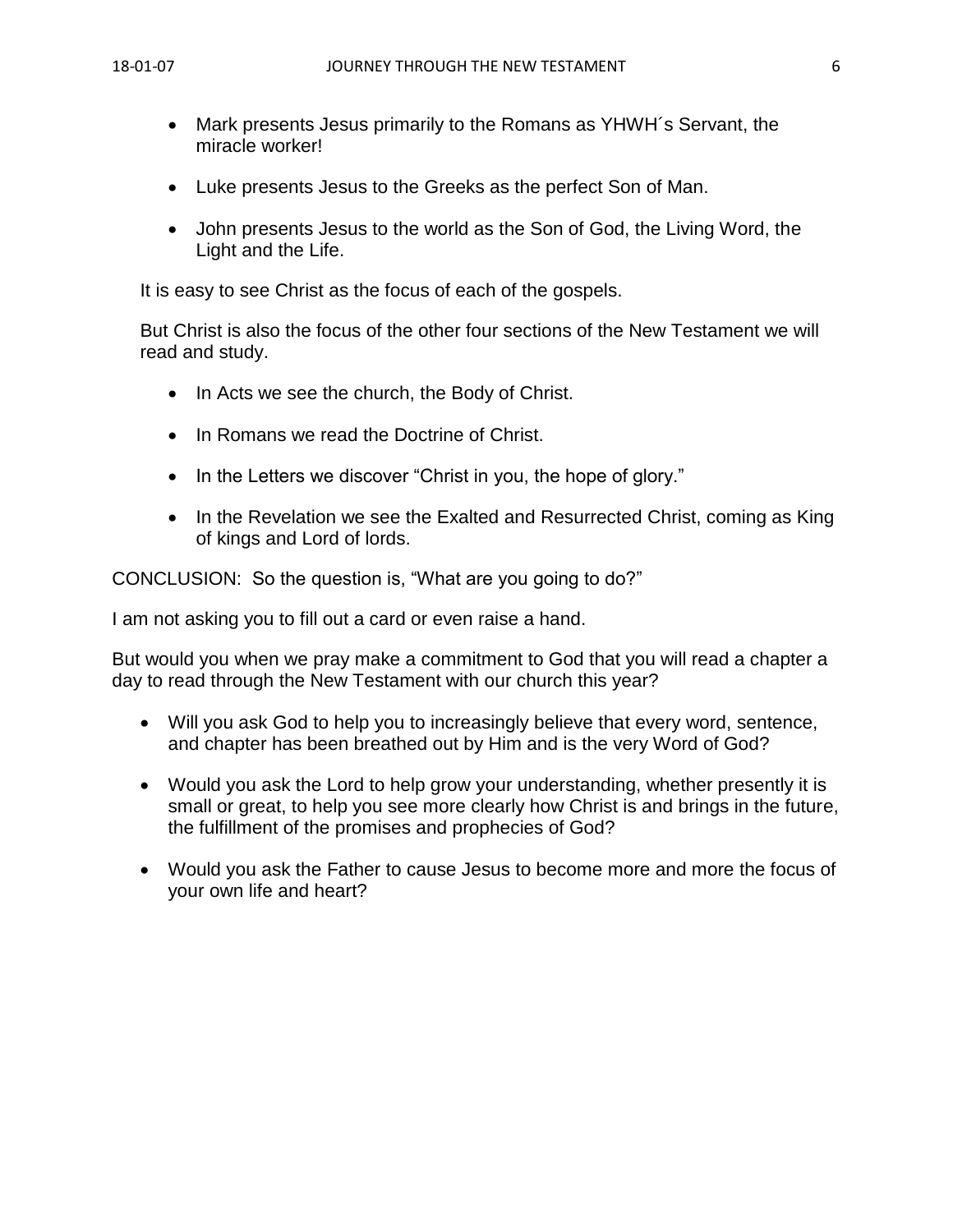- Mark presents Jesus primarily to the Romans as YHWH´s Servant, the miracle worker!

- Luke presents Jesus to the Greeks as the perfect Son of Man.

- John presents Jesus to the world as the Son of God, the Living Word, the Light and the Life.

It is easy to see Christ as the focus of each of the gospels.

But Christ is also the focus of the other four sections of the New Testament we will read and study.

- In Acts we see the church, the Body of Christ.

- In Romans we read the Doctrine of Christ.

- In the Letters we discover "Christ in you, the hope of glory."

- In the Revelation we see the Exalted and Resurrected Christ, coming as King of kings and Lord of lords.

CONCLUSION: So the question is, "What are you going to do?"

I am not asking you to fill out a card or even raise a hand.

But would you when we pray make a commitment to God that you will read a chapter a day to read through the New Testament with our church this year?

- Will you ask God to help you to increasingly believe that every word, sentence, and chapter has been breathed out by Him and is the very Word of God?

- Would you ask the Lord to help grow your understanding, whether presently it is small or great, to help you see more clearly how Christ is and brings in the future, the fulfillment of the promises and prophecies of God?

- Would you ask the Father to cause Jesus to become more and more the focus of your own life and heart?